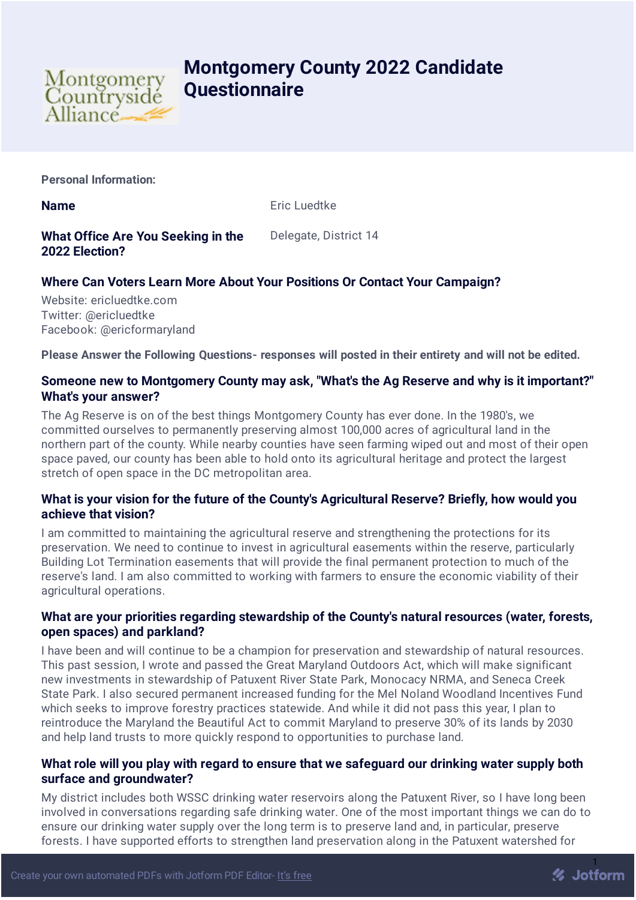# Montgomery County 2022 Candidate Questionnaire

**Personal Information:**

**Name** Eric Luedtke

**What Office Are You Seeking in the 2022 Election?** Delegate, District 14

### Where Can Voters Learn More About Your Positions Or Contact Your Campaign?

Website: ericluedtke.com
Twitter: @ericluedtke
Facebook: @ericformaryland

**Please Answer the Following Questions- responses will posted in their entirety and will not be edited.**

### Someone new to Montgomery County may ask, "What's the Ag Reserve and why is it important?" What's your answer?

The Ag Reserve is on of the best things Montgomery County has ever done. In the 1980's, we committed ourselves to permanently preserving almost 100,000 acres of agricultural land in the northern part of the county. While nearby counties have seen farming wiped out and most of their open space paved, our county has been able to hold onto its agricultural heritage and protect the largest stretch of open space in the DC metropolitan area.

### What is your vision for the future of the County's Agricultural Reserve? Briefly, how would you achieve that vision?

I am committed to maintaining the agricultural reserve and strengthening the protections for its preservation. We need to continue to invest in agricultural easements within the reserve, particularly Building Lot Termination easements that will provide the final permanent protection to much of the reserve's land. I am also committed to working with farmers to ensure the economic viability of their agricultural operations.

### What are your priorities regarding stewardship of the County's natural resources (water, forests, open spaces) and parkland?

I have been and will continue to be a champion for preservation and stewardship of natural resources. This past session, I wrote and passed the Great Maryland Outdoors Act, which will make significant new investments in stewardship of Patuxent River State Park, Monocacy NRMA, and Seneca Creek State Park. I also secured permanent increased funding for the Mel Noland Woodland Incentives Fund which seeks to improve forestry practices statewide. And while it did not pass this year, I plan to reintroduce the Maryland the Beautiful Act to commit Maryland to preserve 30% of its lands by 2030 and help land trusts to more quickly respond to opportunities to purchase land.

### What role will you play with regard to ensure that we safeguard our drinking water supply both surface and groundwater?

My district includes both WSSC drinking water reservoirs along the Patuxent River, so I have long been involved in conversations regarding safe drinking water. One of the most important things we can do to ensure our drinking water supply over the long term is to preserve land and, in particular, preserve forests. I have supported efforts to strengthen land preservation along in the Patuxent watershed for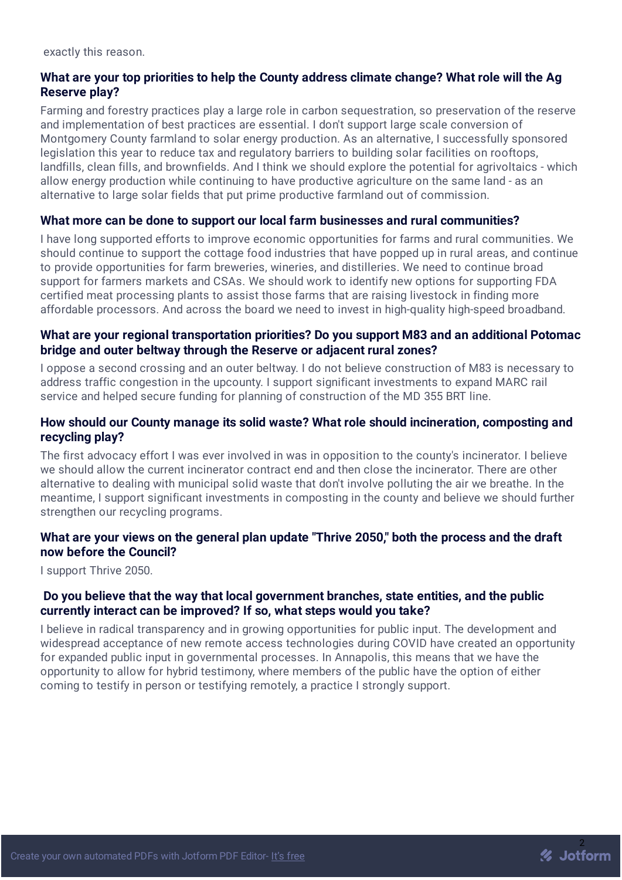exactly this reason.

### What are your top priorities to help the County address climate change? What role will the Ag Reserve play?

Farming and forestry practices play a large role in carbon sequestration, so preservation of the reserve and implementation of best practices are essential. I don't support large scale conversion of Montgomery County farmland to solar energy production. As an alternative, I successfully sponsored legislation this year to reduce tax and regulatory barriers to building solar facilities on rooftops, landfills, clean fills, and brownfields. And I think we should explore the potential for agrivoltaics - which allow energy production while continuing to have productive agriculture on the same land - as an alternative to large solar fields that put prime productive farmland out of commission.

### What more can be done to support our local farm businesses and rural communities?

I have long supported efforts to improve economic opportunities for farms and rural communities. We should continue to support the cottage food industries that have popped up in rural areas, and continue to provide opportunities for farm breweries, wineries, and distilleries. We need to continue broad support for farmers markets and CSAs. We should work to identify new options for supporting FDA certified meat processing plants to assist those farms that are raising livestock in finding more affordable processors. And across the board we need to invest in high-quality high-speed broadband.

### What are your regional transportation priorities? Do you support M83 and an additional Potomac bridge and outer beltway through the Reserve or adjacent rural zones?

I oppose a second crossing and an outer beltway. I do not believe construction of M83 is necessary to address traffic congestion in the upcounty. I support significant investments to expand MARC rail service and helped secure funding for planning of construction of the MD 355 BRT line.

### How should our County manage its solid waste? What role should incineration, composting and recycling play?

The first advocacy effort I was ever involved in was in opposition to the county's incinerator. I believe we should allow the current incinerator contract end and then close the incinerator. There are other alternative to dealing with municipal solid waste that don't involve polluting the air we breathe. In the meantime, I support significant investments in composting in the county and believe we should further strengthen our recycling programs.

### What are your views on the general plan update "Thrive 2050," both the process and the draft now before the Council?

I support Thrive 2050.

### Do you believe that the way that local government branches, state entities, and the public currently interact can be improved? If so, what steps would you take?

I believe in radical transparency and in growing opportunities for public input. The development and widespread acceptance of new remote access technologies during COVID have created an opportunity for expanded public input in governmental processes. In Annapolis, this means that we have the opportunity to allow for hybrid testimony, where members of the public have the option of either coming to testify in person or testifying remotely, a practice I strongly support.